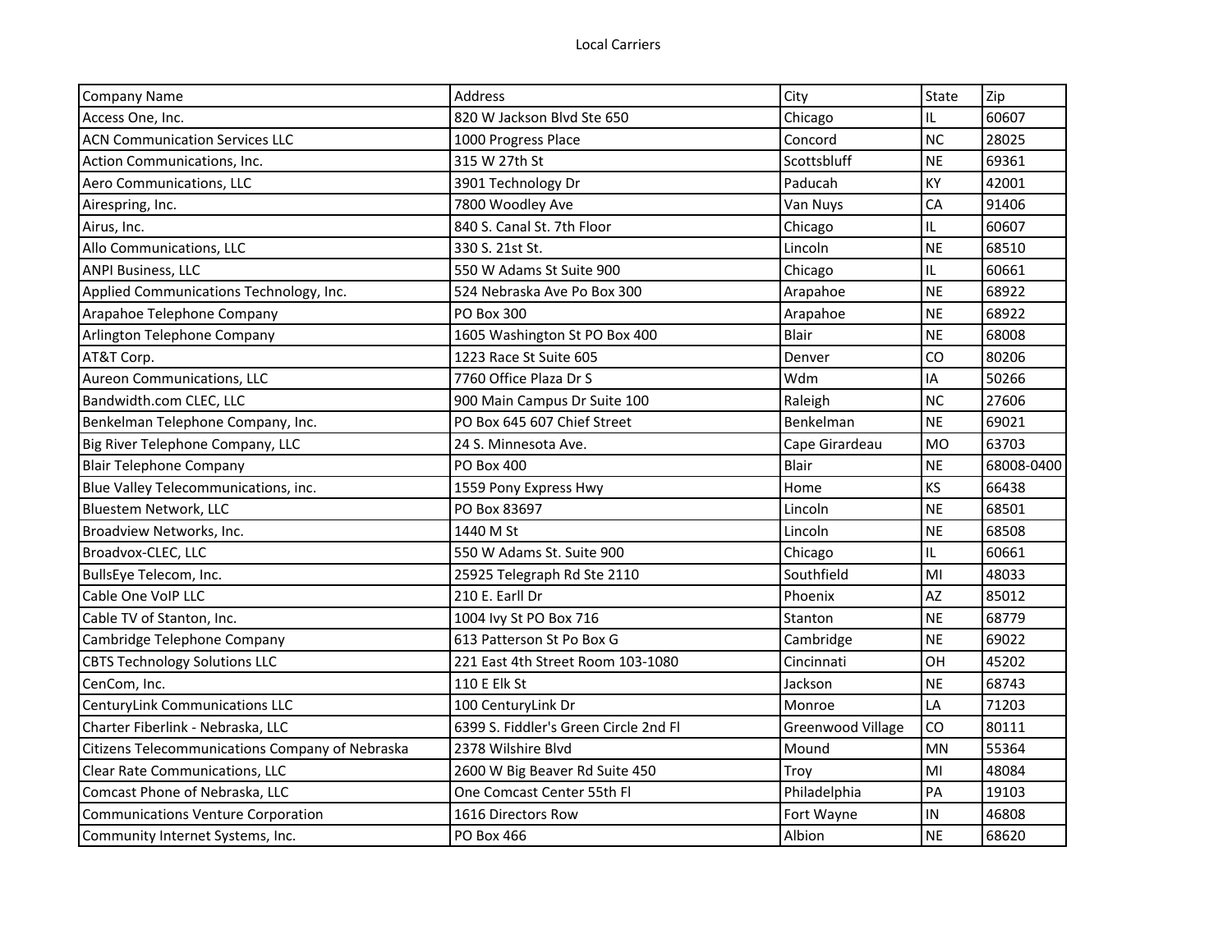# Local Carriers

| Company Name | Address | City | State | Zip |
| --- | --- | --- | --- | --- |
| Access One, Inc. | 820 W Jackson Blvd Ste 650 | Chicago | IL | 60607 |
| ACN Communication Services LLC | 1000 Progress Place | Concord | NC | 28025 |
| Action Communications, Inc. | 315 W 27th St | Scottsbluff | NE | 69361 |
| Aero Communications, LLC | 3901 Technology Dr | Paducah | KY | 42001 |
| Airespring, Inc. | 7800 Woodley Ave | Van Nuys | CA | 91406 |
| Airus, Inc. | 840 S. Canal St. 7th Floor | Chicago | IL | 60607 |
| Allo Communications, LLC | 330 S. 21st St. | Lincoln | NE | 68510 |
| ANPI Business, LLC | 550 W Adams St Suite 900 | Chicago | IL | 60661 |
| Applied Communications Technology, Inc. | 524 Nebraska Ave Po Box 300 | Arapahoe | NE | 68922 |
| Arapahoe Telephone Company | PO Box 300 | Arapahoe | NE | 68922 |
| Arlington Telephone Company | 1605 Washington St PO Box 400 | Blair | NE | 68008 |
| AT&T Corp. | 1223 Race St Suite 605 | Denver | CO | 80206 |
| Aureon Communications, LLC | 7760 Office Plaza Dr S | Wdm | IA | 50266 |
| Bandwidth.com CLEC, LLC | 900 Main Campus Dr Suite 100 | Raleigh | NC | 27606 |
| Benkelman Telephone Company, Inc. | PO Box 645 607 Chief Street | Benkelman | NE | 69021 |
| Big River Telephone Company, LLC | 24 S. Minnesota Ave. | Cape Girardeau | MO | 63703 |
| Blair Telephone Company | PO Box 400 | Blair | NE | 68008-0400 |
| Blue Valley Telecommunications, inc. | 1559 Pony Express Hwy | Home | KS | 66438 |
| Bluestem Network, LLC | PO Box 83697 | Lincoln | NE | 68501 |
| Broadview Networks, Inc. | 1440 M St | Lincoln | NE | 68508 |
| Broadvox-CLEC, LLC | 550 W Adams St. Suite 900 | Chicago | IL | 60661 |
| BullsEye Telecom, Inc. | 25925 Telegraph Rd Ste 2110 | Southfield | MI | 48033 |
| Cable One VoIP LLC | 210 E. Earll Dr | Phoenix | AZ | 85012 |
| Cable TV of Stanton, Inc. | 1004 Ivy St PO Box 716 | Stanton | NE | 68779 |
| Cambridge Telephone Company | 613 Patterson St Po Box G | Cambridge | NE | 69022 |
| CBTS Technology Solutions LLC | 221 East 4th Street Room 103-1080 | Cincinnati | OH | 45202 |
| CenCom, Inc. | 110 E Elk St | Jackson | NE | 68743 |
| CenturyLink Communications LLC | 100 CenturyLink Dr | Monroe | LA | 71203 |
| Charter Fiberlink - Nebraska, LLC | 6399 S. Fiddler's Green Circle 2nd Fl | Greenwood Village | CO | 80111 |
| Citizens Telecommunications Company of Nebraska | 2378 Wilshire Blvd | Mound | MN | 55364 |
| Clear Rate Communications, LLC | 2600 W Big Beaver Rd Suite 450 | Troy | MI | 48084 |
| Comcast Phone of Nebraska, LLC | One Comcast Center 55th Fl | Philadelphia | PA | 19103 |
| Communications Venture Corporation | 1616 Directors Row | Fort Wayne | IN | 46808 |
| Community Internet Systems, Inc. | PO Box 466 | Albion | NE | 68620 |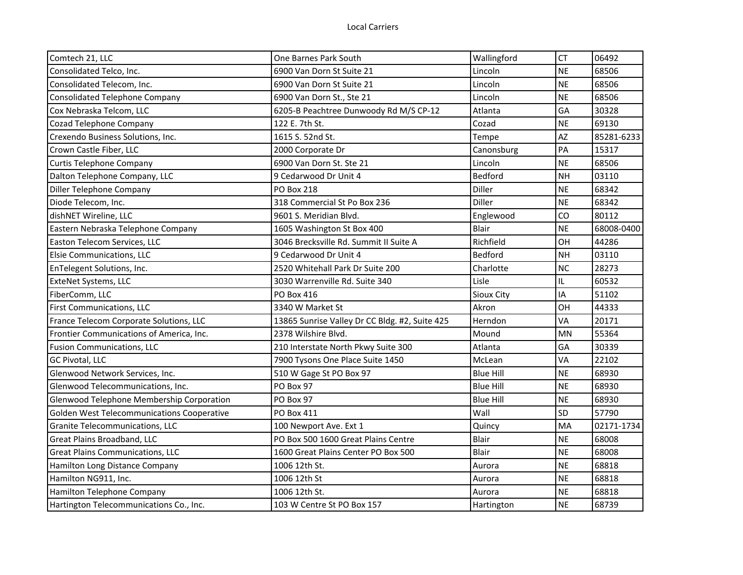| | | | | |
|---|---|---|---|---|
| Comtech 21, LLC | One Barnes Park South | Wallingford | CT | 06492 |
| Consolidated Telco, Inc. | 6900 Van Dorn St Suite 21 | Lincoln | NE | 68506 |
| Consolidated Telecom, Inc. | 6900 Van Dorn St Suite 21 | Lincoln | NE | 68506 |
| Consolidated Telephone Company | 6900 Van Dorn St., Ste 21 | Lincoln | NE | 68506 |
| Cox Nebraska Telcom, LLC | 6205-B Peachtree Dunwoody Rd M/S CP-12 | Atlanta | GA | 30328 |
| Cozad Telephone Company | 122 E. 7th St. | Cozad | NE | 69130 |
| Crexendo Business Solutions, Inc. | 1615 S. 52nd St. | Tempe | AZ | 85281-6233 |
| Crown Castle Fiber, LLC | 2000 Corporate Dr | Canonsburg | PA | 15317 |
| Curtis Telephone Company | 6900 Van Dorn St. Ste 21 | Lincoln | NE | 68506 |
| Dalton Telephone Company, LLC | 9 Cedarwood Dr Unit 4 | Bedford | NH | 03110 |
| Diller Telephone Company | PO Box 218 | Diller | NE | 68342 |
| Diode Telecom, Inc. | 318 Commercial St Po Box 236 | Diller | NE | 68342 |
| dishNET Wireline, LLC | 9601 S. Meridian Blvd. | Englewood | CO | 80112 |
| Eastern Nebraska Telephone Company | 1605 Washington St Box 400 | Blair | NE | 68008-0400 |
| Easton Telecom Services, LLC | 3046 Brecksville Rd. Summit II Suite A | Richfield | OH | 44286 |
| Elsie Communications, LLC | 9 Cedarwood Dr Unit 4 | Bedford | NH | 03110 |
| EnTelegent Solutions, Inc. | 2520 Whitehall Park Dr Suite 200 | Charlotte | NC | 28273 |
| ExteNet Systems, LLC | 3030 Warrenville Rd. Suite 340 | Lisle | IL | 60532 |
| FiberComm, LLC | PO Box 416 | Sioux City | IA | 51102 |
| First Communications, LLC | 3340 W Market St | Akron | OH | 44333 |
| France Telecom Corporate Solutions, LLC | 13865 Sunrise Valley Dr CC Bldg. #2, Suite 425 | Herndon | VA | 20171 |
| Frontier Communications of America, Inc. | 2378 Wilshire Blvd. | Mound | MN | 55364 |
| Fusion Communications, LLC | 210 Interstate North Pkwy Suite 300 | Atlanta | GA | 30339 |
| GC Pivotal, LLC | 7900 Tysons One Place Suite 1450 | McLean | VA | 22102 |
| Glenwood Network Services, Inc. | 510 W Gage St PO Box 97 | Blue Hill | NE | 68930 |
| Glenwood Telecommunications, Inc. | PO Box 97 | Blue Hill | NE | 68930 |
| Glenwood Telephone Membership Corporation | PO Box 97 | Blue Hill | NE | 68930 |
| Golden West Telecommunications Cooperative | PO Box 411 | Wall | SD | 57790 |
| Granite Telecommunications, LLC | 100 Newport Ave. Ext 1 | Quincy | MA | 02171-1734 |
| Great Plains Broadband, LLC | PO Box 500 1600 Great Plains Centre | Blair | NE | 68008 |
| Great Plains Communications, LLC | 1600 Great Plains Center PO Box 500 | Blair | NE | 68008 |
| Hamilton Long Distance Company | 1006 12th St. | Aurora | NE | 68818 |
| Hamilton NG911, Inc. | 1006 12th St | Aurora | NE | 68818 |
| Hamilton Telephone Company | 1006 12th St. | Aurora | NE | 68818 |
| Hartington Telecommunications Co., Inc. | 103 W Centre St PO Box 157 | Hartington | NE | 68739 |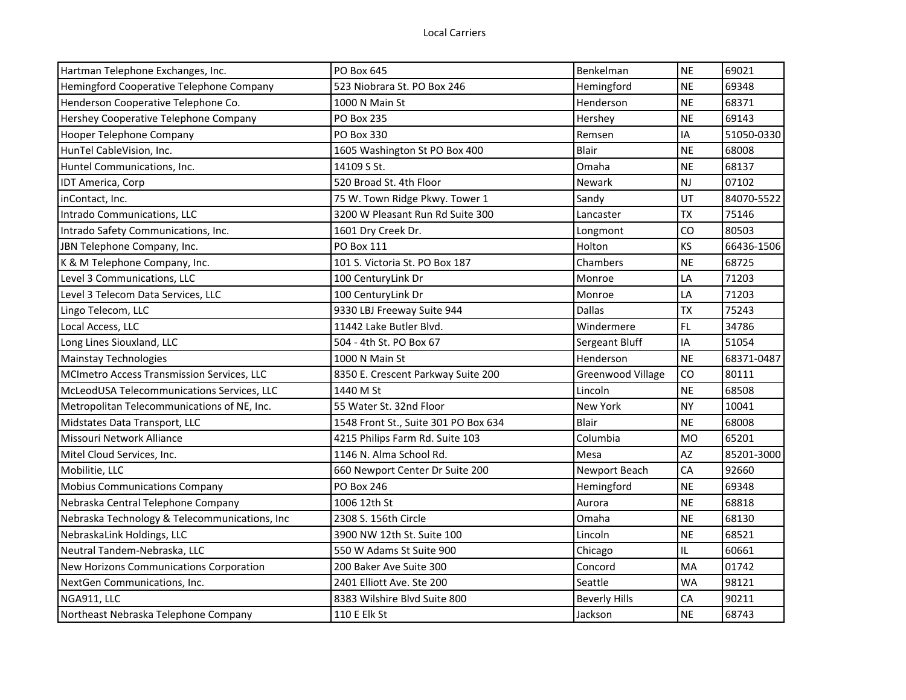| Hartman Telephone Exchanges, Inc. | PO Box 645 | Benkelman | NE | 69021 |
|---|---|---|---|---|
| Hemingford Cooperative Telephone Company | 523 Niobrara St. PO Box 246 | Hemingford | NE | 69348 |
| Henderson Cooperative Telephone Co. | 1000 N Main St | Henderson | NE | 68371 |
| Hershey Cooperative Telephone Company | PO Box 235 | Hershey | NE | 69143 |
| Hooper Telephone Company | PO Box 330 | Remsen | IA | 51050-0330 |
| HunTel CableVision, Inc. | 1605 Washington St PO Box 400 | Blair | NE | 68008 |
| Huntel Communications, Inc. | 14109 S St. | Omaha | NE | 68137 |
| IDT America, Corp | 520 Broad St. 4th Floor | Newark | NJ | 07102 |
| inContact, Inc. | 75 W. Town Ridge Pkwy. Tower 1 | Sandy | UT | 84070-5522 |
| Intrado Communications, LLC | 3200 W Pleasant Run Rd Suite 300 | Lancaster | TX | 75146 |
| Intrado Safety Communications, Inc. | 1601 Dry Creek Dr. | Longmont | CO | 80503 |
| JBN Telephone Company, Inc. | PO Box 111 | Holton | KS | 66436-1506 |
| K & M Telephone Company, Inc. | 101 S. Victoria St. PO Box 187 | Chambers | NE | 68725 |
| Level 3 Communications, LLC | 100 CenturyLink Dr | Monroe | LA | 71203 |
| Level 3 Telecom Data Services, LLC | 100 CenturyLink Dr | Monroe | LA | 71203 |
| Lingo Telecom, LLC | 9330 LBJ Freeway Suite 944 | Dallas | TX | 75243 |
| Local Access, LLC | 11442 Lake Butler Blvd. | Windermere | FL | 34786 |
| Long Lines Siouxland, LLC | 504 - 4th St. PO Box 67 | Sergeant Bluff | IA | 51054 |
| Mainstay Technologies | 1000 N Main St | Henderson | NE | 68371-0487 |
| MCImetro Access Transmission Services, LLC | 8350 E. Crescent Parkway Suite 200 | Greenwood Village | CO | 80111 |
| McLeodUSA Telecommunications Services, LLC | 1440 M St | Lincoln | NE | 68508 |
| Metropolitan Telecommunications of NE, Inc. | 55 Water St. 32nd Floor | New York | NY | 10041 |
| Midstates Data Transport, LLC | 1548 Front St., Suite 301 PO Box 634 | Blair | NE | 68008 |
| Missouri Network Alliance | 4215 Philips Farm Rd. Suite 103 | Columbia | MO | 65201 |
| Mitel Cloud Services, Inc. | 1146 N. Alma School Rd. | Mesa | AZ | 85201-3000 |
| Mobilitie, LLC | 660 Newport Center Dr Suite 200 | Newport Beach | CA | 92660 |
| Mobius Communications Company | PO Box 246 | Hemingford | NE | 69348 |
| Nebraska Central Telephone Company | 1006 12th St | Aurora | NE | 68818 |
| Nebraska Technology & Telecommunications, Inc | 2308 S. 156th Circle | Omaha | NE | 68130 |
| NebraskaLink Holdings, LLC | 3900 NW 12th St. Suite 100 | Lincoln | NE | 68521 |
| Neutral Tandem-Nebraska, LLC | 550 W Adams St Suite 900 | Chicago | IL | 60661 |
| New Horizons Communications Corporation | 200 Baker Ave Suite 300 | Concord | MA | 01742 |
| NextGen Communications, Inc. | 2401 Elliott Ave. Ste 200 | Seattle | WA | 98121 |
| NGA911, LLC | 8383 Wilshire Blvd Suite 800 | Beverly Hills | CA | 90211 |
| Northeast Nebraska Telephone Company | 110 E Elk St | Jackson | NE | 68743 |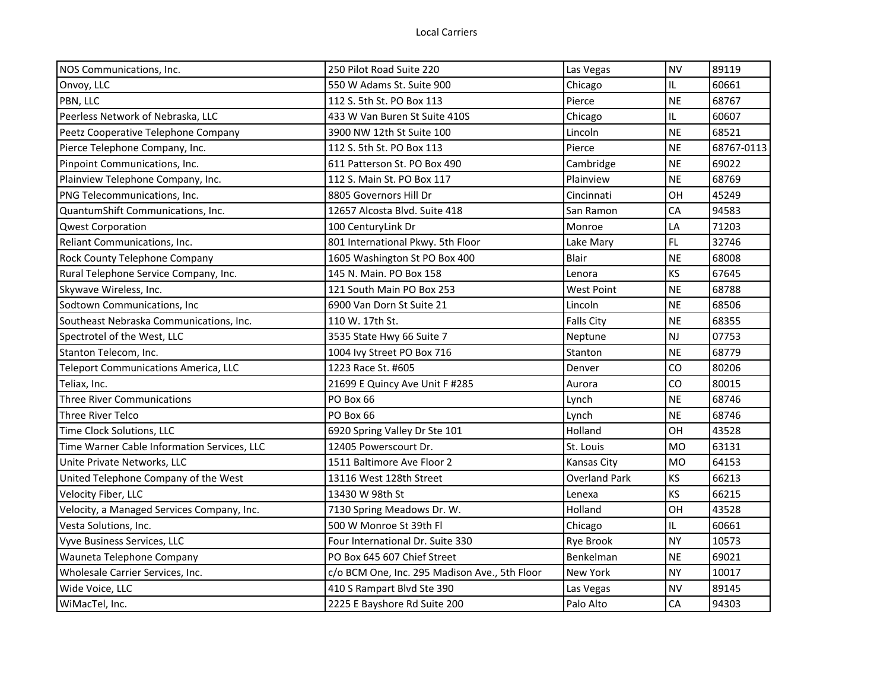| NOS Communications, Inc. | 250 Pilot Road Suite 220 | Las Vegas | NV | 89119 |
|---|---|---|---|---|
| Onvoy, LLC | 550 W Adams St. Suite 900 | Chicago | IL | 60661 |
| PBN, LLC | 112 S. 5th St. PO Box 113 | Pierce | NE | 68767 |
| Peerless Network of Nebraska, LLC | 433 W Van Buren St Suite 410S | Chicago | IL | 60607 |
| Peetz Cooperative Telephone Company | 3900 NW 12th St Suite 100 | Lincoln | NE | 68521 |
| Pierce Telephone Company, Inc. | 112 S. 5th St. PO Box 113 | Pierce | NE | 68767-0113 |
| Pinpoint Communications, Inc. | 611 Patterson St. PO Box 490 | Cambridge | NE | 69022 |
| Plainview Telephone Company, Inc. | 112 S. Main St. PO Box 117 | Plainview | NE | 68769 |
| PNG Telecommunications, Inc. | 8805 Governors Hill Dr | Cincinnati | OH | 45249 |
| QuantumShift Communications, Inc. | 12657 Alcosta Blvd. Suite 418 | San Ramon | CA | 94583 |
| Qwest Corporation | 100 CenturyLink Dr | Monroe | LA | 71203 |
| Reliant Communications, Inc. | 801 International Pkwy. 5th Floor | Lake Mary | FL | 32746 |
| Rock County Telephone Company | 1605 Washington St PO Box 400 | Blair | NE | 68008 |
| Rural Telephone Service Company, Inc. | 145 N. Main. PO Box 158 | Lenora | KS | 67645 |
| Skywave Wireless, Inc. | 121 South Main PO Box 253 | West Point | NE | 68788 |
| Sodtown Communications, Inc | 6900 Van Dorn St Suite 21 | Lincoln | NE | 68506 |
| Southeast Nebraska Communications, Inc. | 110 W. 17th St. | Falls City | NE | 68355 |
| Spectrotel of the West, LLC | 3535 State Hwy 66 Suite 7 | Neptune | NJ | 07753 |
| Stanton Telecom, Inc. | 1004 Ivy Street PO Box 716 | Stanton | NE | 68779 |
| Teleport Communications America, LLC | 1223 Race St. #605 | Denver | CO | 80206 |
| Teliax, Inc. | 21699 E Quincy Ave Unit F #285 | Aurora | CO | 80015 |
| Three River Communications | PO Box 66 | Lynch | NE | 68746 |
| Three River Telco | PO Box 66 | Lynch | NE | 68746 |
| Time Clock Solutions, LLC | 6920 Spring Valley Dr Ste 101 | Holland | OH | 43528 |
| Time Warner Cable Information Services, LLC | 12405 Powerscourt Dr. | St. Louis | MO | 63131 |
| Unite Private Networks, LLC | 1511 Baltimore Ave Floor 2 | Kansas City | MO | 64153 |
| United Telephone Company of the West | 13116 West 128th Street | Overland Park | KS | 66213 |
| Velocity Fiber, LLC | 13430 W 98th St | Lenexa | KS | 66215 |
| Velocity, a Managed Services Company, Inc. | 7130 Spring Meadows Dr. W. | Holland | OH | 43528 |
| Vesta Solutions, Inc. | 500 W Monroe St 39th Fl | Chicago | IL | 60661 |
| Vyve Business Services, LLC | Four International Dr. Suite 330 | Rye Brook | NY | 10573 |
| Wauneta Telephone Company | PO Box 645 607 Chief Street | Benkelman | NE | 69021 |
| Wholesale Carrier Services, Inc. | c/o BCM One, Inc. 295 Madison Ave., 5th Floor | New York | NY | 10017 |
| Wide Voice, LLC | 410 S Rampart Blvd Ste 390 | Las Vegas | NV | 89145 |
| WiMacTel, Inc. | 2225 E Bayshore Rd Suite 200 | Palo Alto | CA | 94303 |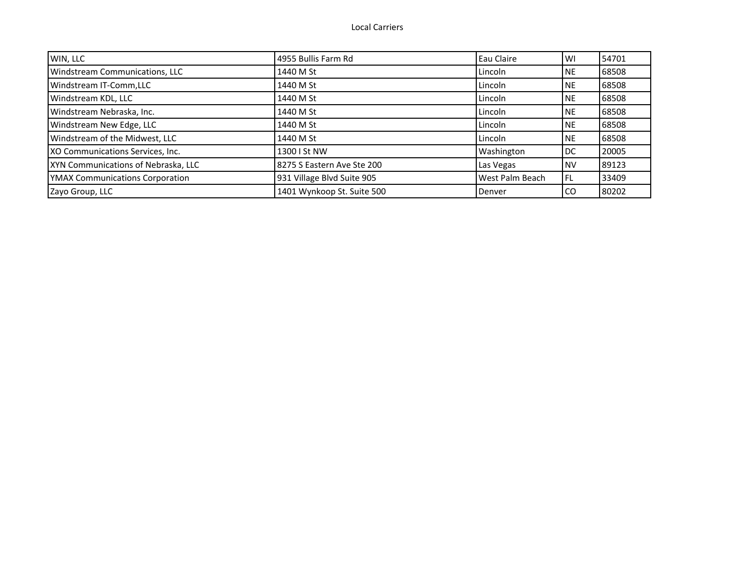Local Carriers

| | | | | |
|---|---|---|---|---|
| WIN, LLC | 4955 Bullis Farm Rd | Eau Claire | WI | 54701 |
| Windstream Communications, LLC | 1440 M St | Lincoln | NE | 68508 |
| Windstream IT-Comm,LLC | 1440 M St | Lincoln | NE | 68508 |
| Windstream KDL, LLC | 1440 M St | Lincoln | NE | 68508 |
| Windstream Nebraska, Inc. | 1440 M St | Lincoln | NE | 68508 |
| Windstream New Edge, LLC | 1440 M St | Lincoln | NE | 68508 |
| Windstream of the Midwest, LLC | 1440 M St | Lincoln | NE | 68508 |
| XO Communications Services, Inc. | 1300 I St NW | Washington | DC | 20005 |
| XYN Communications of Nebraska, LLC | 8275 S Eastern Ave Ste 200 | Las Vegas | NV | 89123 |
| YMAX Communications Corporation | 931 Village Blvd Suite 905 | West Palm Beach | FL | 33409 |
| Zayo Group, LLC | 1401 Wynkoop St. Suite 500 | Denver | CO | 80202 |